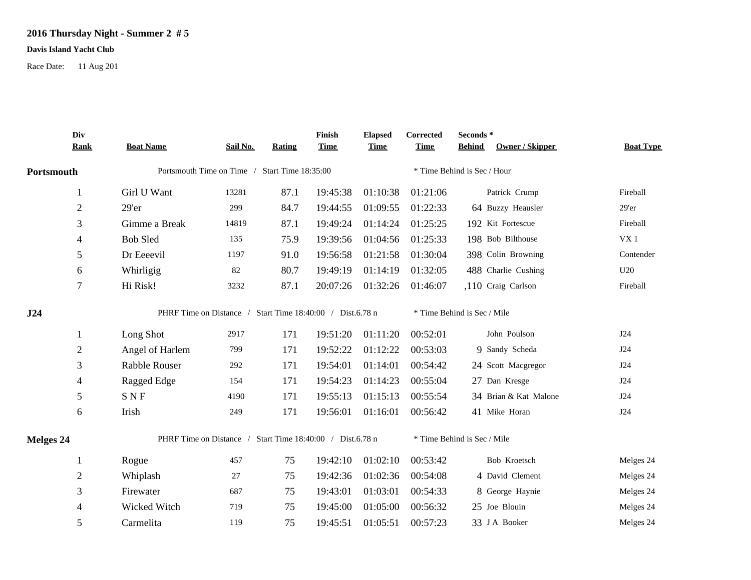## 2016 Thursday Night - Summer 2 # 5

**Davis Island Yacht Club**

Race Date: 11 Aug 201

| Div Rank | Boat Name | Sail No. | Rating | Finish Time | Elapsed Time | Corrected Time | Seconds * Behind | Owner / Skipper | Boat Type |
|---|---|---|---|---|---|---|---|---|---|
| **Portsmouth** | Portsmouth Time on Time / Start Time 18:35:00 | | | | | * Time Behind is Sec / Hour | | | |
| 1 | Girl U Want | 13281 | 87.1 | 19:45:38 | 01:10:38 | 01:21:06 | | Patrick Crump | Fireball |
| 2 | 29'er | 299 | 84.7 | 19:44:55 | 01:09:55 | 01:22:33 | 64 | Buzzy Heausler | 29'er |
| 3 | Gimme a Break | 14819 | 87.1 | 19:49:24 | 01:14:24 | 01:25:25 | 192 | Kit Fortescue | Fireball |
| 4 | Bob Sled | 135 | 75.9 | 19:39:56 | 01:04:56 | 01:25:33 | 198 | Bob Bilthouse | VX 1 |
| 5 | Dr Eeeevil | 1197 | 91.0 | 19:56:58 | 01:21:58 | 01:30:04 | 398 | Colin Browning | Contender |
| 6 | Whirligig | 82 | 80.7 | 19:49:19 | 01:14:19 | 01:32:05 | 488 | Charlie Cushing | U20 |
| 7 | Hi Risk! | 3232 | 87.1 | 20:07:26 | 01:32:26 | 01:46:07 | ,110 | Craig Carlson | Fireball |
| **J24** | PHRF Time on Distance / Start Time 18:40:00 / Dist.6.78 n | | | | | * Time Behind is Sec / Mile | | | |
| 1 | Long Shot | 2917 | 171 | 19:51:20 | 01:11:20 | 00:52:01 | | John Poulson | J24 |
| 2 | Angel of Harlem | 799 | 171 | 19:52:22 | 01:12:22 | 00:53:03 | 9 | Sandy Scheda | J24 |
| 3 | Rabble Rouser | 292 | 171 | 19:54:01 | 01:14:01 | 00:54:42 | 24 | Scott Macgregor | J24 |
| 4 | Ragged Edge | 154 | 171 | 19:54:23 | 01:14:23 | 00:55:04 | 27 | Dan Kresge | J24 |
| 5 | S N F | 4190 | 171 | 19:55:13 | 01:15:13 | 00:55:54 | 34 | Brian & Kat Malone | J24 |
| 6 | Irish | 249 | 171 | 19:56:01 | 01:16:01 | 00:56:42 | 41 | Mike Horan | J24 |
| **Melges 24** | PHRF Time on Distance / Start Time 18:40:00 / Dist.6.78 n | | | | | * Time Behind is Sec / Mile | | | |
| 1 | Rogue | 457 | 75 | 19:42:10 | 01:02:10 | 00:53:42 | | Bob Kroetsch | Melges 24 |
| 2 | Whiplash | 27 | 75 | 19:42:36 | 01:02:36 | 00:54:08 | 4 | David Clement | Melges 24 |
| 3 | Firewater | 687 | 75 | 19:43:01 | 01:03:01 | 00:54:33 | 8 | George Haynie | Melges 24 |
| 4 | Wicked Witch | 719 | 75 | 19:45:00 | 01:05:00 | 00:56:32 | 25 | Joe Blouin | Melges 24 |
| 5 | Carmelita | 119 | 75 | 19:45:51 | 01:05:51 | 00:57:23 | 33 | J A Booker | Melges 24 |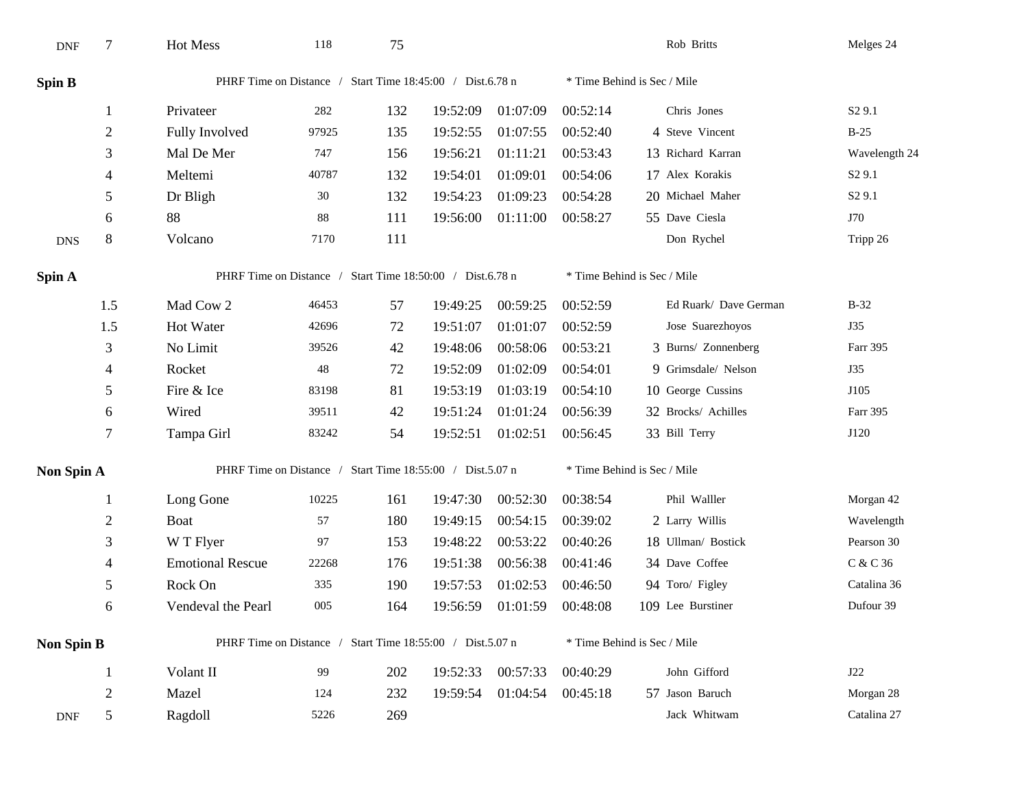| | | | | | | | | | | |
|---|---|---|---|---|---|---|---|---|---|---|
| DNF | 7 | Hot Mess | 118 | 75 | | | | | Rob Britts | Melges 24 |

**Spin B** PHRF Time on Distance / Start Time 18:45:00 / Dist.6.78 n * Time Behind is Sec / Mile

| | | | | | | | | | | |
|---|---|---|---|---|---|---|---|---|---|---|
| | 1 | Privateer | 282 | 132 | 19:52:09 | 01:07:09 | 00:52:14 | | Chris Jones | S2 9.1 |
| | 2 | Fully Involved | 97925 | 135 | 19:52:55 | 01:07:55 | 00:52:40 | 4 | Steve Vincent | B-25 |
| | 3 | Mal De Mer | 747 | 156 | 19:56:21 | 01:11:21 | 00:53:43 | 13 | Richard Karran | Wavelength 24 |
| | 4 | Meltemi | 40787 | 132 | 19:54:01 | 01:09:01 | 00:54:06 | 17 | Alex Korakis | S2 9.1 |
| | 5 | Dr Bligh | 30 | 132 | 19:54:23 | 01:09:23 | 00:54:28 | 20 | Michael Maher | S2 9.1 |
| | 6 | 88 | 88 | 111 | 19:56:00 | 01:11:00 | 00:58:27 | 55 | Dave Ciesla | J70 |
| DNS | 8 | Volcano | 7170 | 111 | | | | | Don Rychel | Tripp 26 |

**Spin A** PHRF Time on Distance / Start Time 18:50:00 / Dist.6.78 n * Time Behind is Sec / Mile

| | | | | | | | | | | |
|---|---|---|---|---|---|---|---|---|---|---|
| | 1.5 | Mad Cow 2 | 46453 | 57 | 19:49:25 | 00:59:25 | 00:52:59 | | Ed Ruark/ Dave German | B-32 |
| | 1.5 | Hot Water | 42696 | 72 | 19:51:07 | 01:01:07 | 00:52:59 | | Jose Suarezhoyos | J35 |
| | 3 | No Limit | 39526 | 42 | 19:48:06 | 00:58:06 | 00:53:21 | 3 | Burns/ Zonnenberg | Farr 395 |
| | 4 | Rocket | 48 | 72 | 19:52:09 | 01:02:09 | 00:54:01 | 9 | Grimsdale/ Nelson | J35 |
| | 5 | Fire & Ice | 83198 | 81 | 19:53:19 | 01:03:19 | 00:54:10 | 10 | George Cussins | J105 |
| | 6 | Wired | 39511 | 42 | 19:51:24 | 01:01:24 | 00:56:39 | 32 | Brocks/ Achilles | Farr 395 |
| | 7 | Tampa Girl | 83242 | 54 | 19:52:51 | 01:02:51 | 00:56:45 | 33 | Bill Terry | J120 |

**Non Spin A** PHRF Time on Distance / Start Time 18:55:00 / Dist.5.07 n * Time Behind is Sec / Mile

| | | | | | | | | | | |
|---|---|---|---|---|---|---|---|---|---|---|
| | 1 | Long Gone | 10225 | 161 | 19:47:30 | 00:52:30 | 00:38:54 | | Phil Walller | Morgan 42 |
| | 2 | Boat | 57 | 180 | 19:49:15 | 00:54:15 | 00:39:02 | 2 | Larry Willis | Wavelength |
| | 3 | W T Flyer | 97 | 153 | 19:48:22 | 00:53:22 | 00:40:26 | 18 | Ullman/ Bostick | Pearson 30 |
| | 4 | Emotional Rescue | 22268 | 176 | 19:51:38 | 00:56:38 | 00:41:46 | 34 | Dave Coffee | C & C 36 |
| | 5 | Rock On | 335 | 190 | 19:57:53 | 01:02:53 | 00:46:50 | 94 | Toro/ Figley | Catalina 36 |
| | 6 | Vendeval the Pearl | 005 | 164 | 19:56:59 | 01:01:59 | 00:48:08 | 109 | Lee Burstiner | Dufour 39 |

**Non Spin B** PHRF Time on Distance / Start Time 18:55:00 / Dist.5.07 n * Time Behind is Sec / Mile

| | | | | | | | | | | |
|---|---|---|---|---|---|---|---|---|---|---|
| | 1 | Volant II | 99 | 202 | 19:52:33 | 00:57:33 | 00:40:29 | | John Gifford | J22 |
| | 2 | Mazel | 124 | 232 | 19:59:54 | 01:04:54 | 00:45:18 | 57 | Jason Baruch | Morgan 28 |
| DNF | 5 | Ragdoll | 5226 | 269 | | | | | Jack Whitwam | Catalina 27 |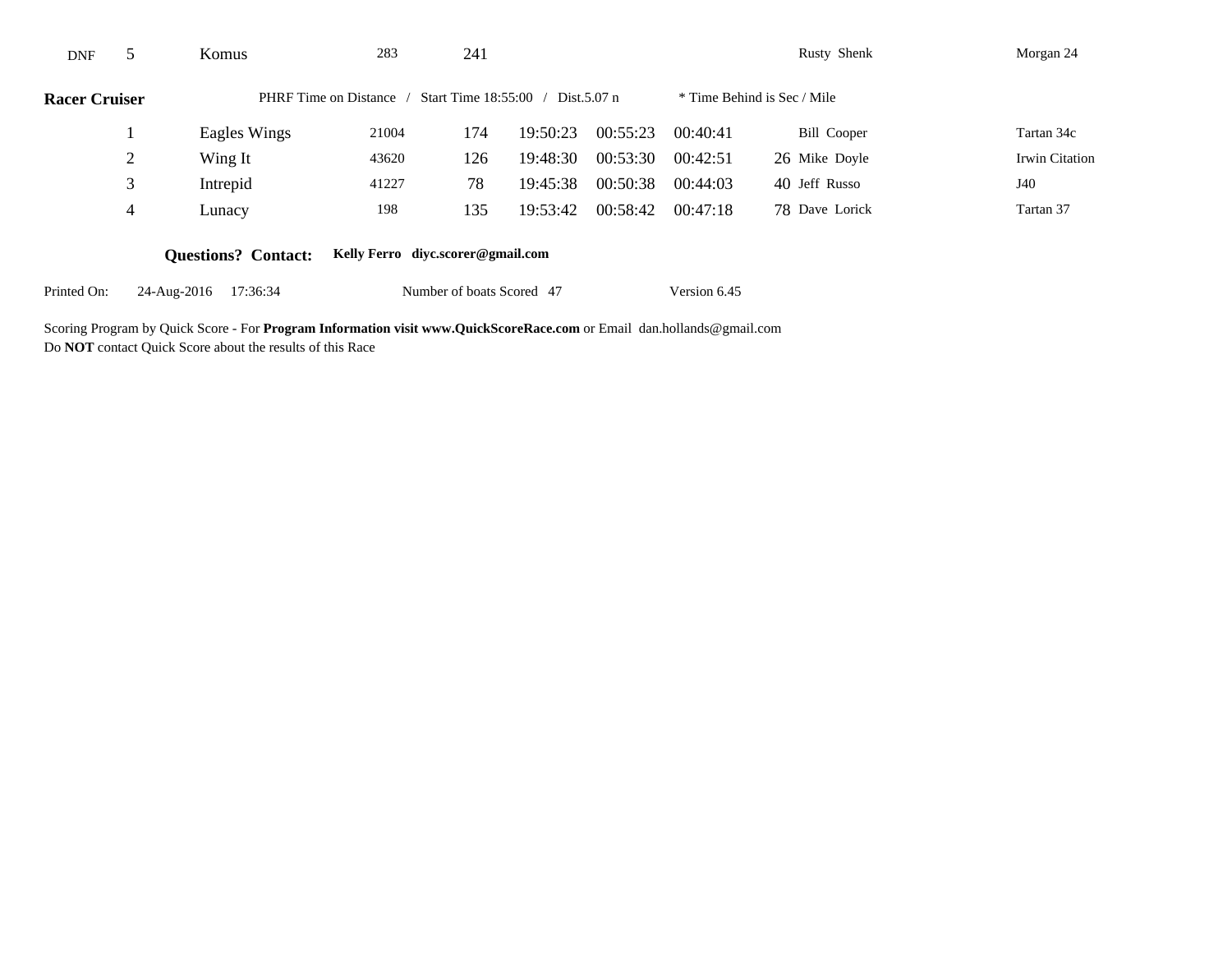| | | | | | | | | | | |
|---|---|---|---|---|---|---|---|---|---|---|
| DNF | 5 | Komus | 283 | 241 | | | | | Rusty Shenk | Morgan 24 |

**Racer Cruiser** PHRF Time on Distance / Start Time 18:55:00 / Dist.5.07 n * Time Behind is Sec / Mile

| | | | | | | | | | |
|---|---|---|---|---|---|---|---|---|---|
| 1 | Eagles Wings | 21004 | 174 | 19:50:23 | 00:55:23 | 00:40:41 | | Bill Cooper | Tartan 34c |
| 2 | Wing It | 43620 | 126 | 19:48:30 | 00:53:30 | 00:42:51 | 26 | Mike Doyle | Irwin Citation |
| 3 | Intrepid | 41227 | 78 | 19:45:38 | 00:50:38 | 00:44:03 | 40 | Jeff Russo | J40 |
| 4 | Lunacy | 198 | 135 | 19:53:42 | 00:58:42 | 00:47:18 | 78 | Dave Lorick | Tartan 37 |

**Questions? Contact:** **Kelly Ferro diyc.scorer@gmail.com**

Printed On: 24-Aug-2016 17:36:34 Number of boats Scored 47 Version 6.45

Scoring Program by Quick Score - For **Program Information visit www.QuickScoreRace.com** or Email dan.hollands@gmail.com
Do **NOT** contact Quick Score about the results of this Race